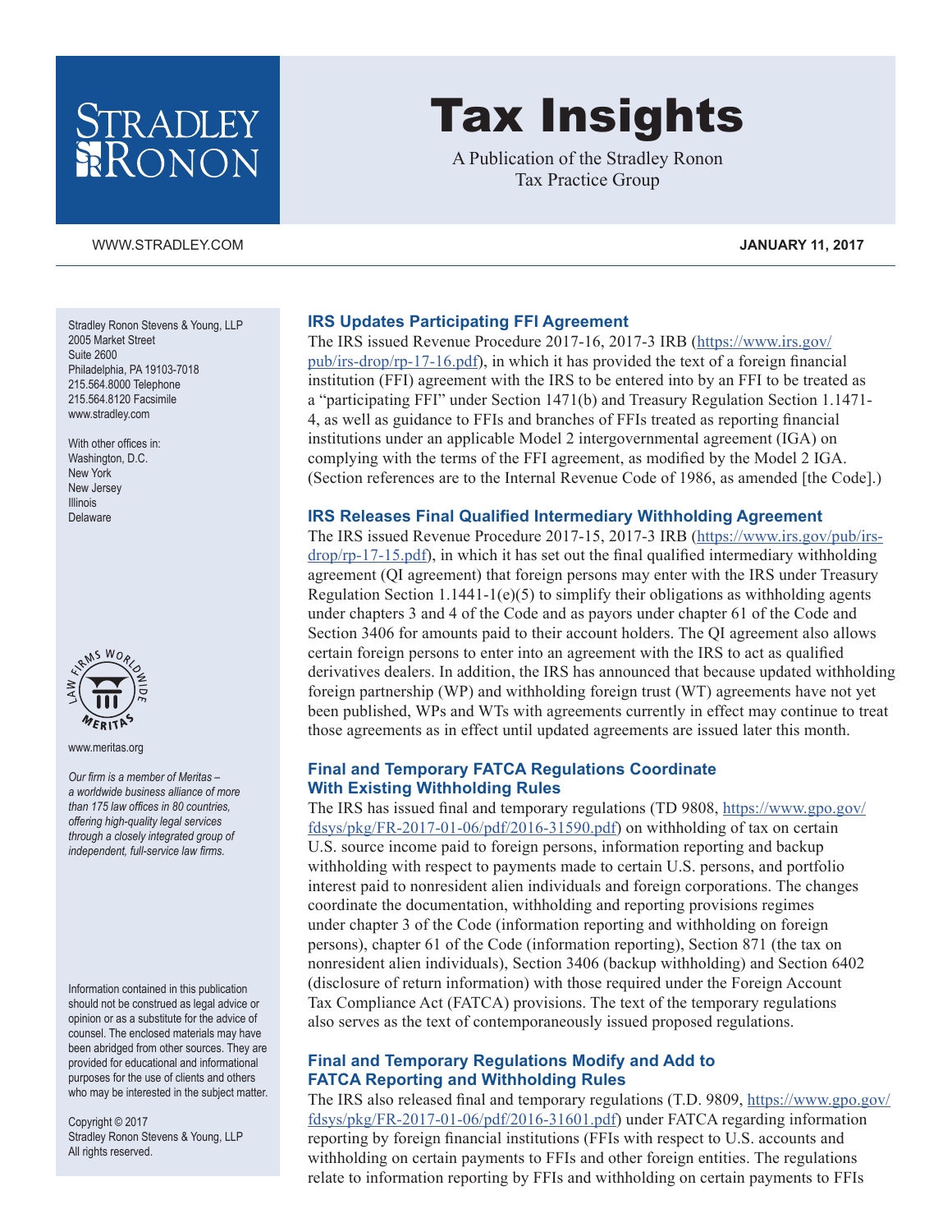# Tax Insights

A Publication of the Stradley Ronon Tax Practice Group

WWW.STRADLEY.COM

**JANUARY 11, 2017**

Stradley Ronon Stevens & Young, LLP
2005 Market Street
Suite 2600
Philadelphia, PA 19103-7018
215.564.8000 Telephone
215.564.8120 Facsimile
www.stradley.com

With other offices in:
Washington, D.C.
New York
New Jersey
Illinois
Delaware

www.meritas.org

*Our firm is a member of Meritas – a worldwide business alliance of more than 175 law offices in 80 countries, offering high-quality legal services through a closely integrated group of independent, full-service law firms.*

Information contained in this publication should not be construed as legal advice or opinion or as a substitute for the advice of counsel. The enclosed materials may have been abridged from other sources. They are provided for educational and informational purposes for the use of clients and others who may be interested in the subject matter.

Copyright © 2017
Stradley Ronon Stevens & Young, LLP
All rights reserved.

## IRS Updates Participating FFI Agreement

The IRS issued Revenue Procedure 2017-16, 2017-3 IRB (https://www.irs.gov/pub/irs-drop/rp-17-16.pdf), in which it has provided the text of a foreign financial institution (FFI) agreement with the IRS to be entered into by an FFI to be treated as a "participating FFI" under Section 1471(b) and Treasury Regulation Section 1.1471-4, as well as guidance to FFIs and branches of FFIs treated as reporting financial institutions under an applicable Model 2 intergovernmental agreement (IGA) on complying with the terms of the FFI agreement, as modified by the Model 2 IGA. (Section references are to the Internal Revenue Code of 1986, as amended [the Code].)

## IRS Releases Final Qualified Intermediary Withholding Agreement

The IRS issued Revenue Procedure 2017-15, 2017-3 IRB (https://www.irs.gov/pub/irs-drop/rp-17-15.pdf), in which it has set out the final qualified intermediary withholding agreement (QI agreement) that foreign persons may enter with the IRS under Treasury Regulation Section 1.1441-1(e)(5) to simplify their obligations as withholding agents under chapters 3 and 4 of the Code and as payors under chapter 61 of the Code and Section 3406 for amounts paid to their account holders. The QI agreement also allows certain foreign persons to enter into an agreement with the IRS to act as qualified derivatives dealers. In addition, the IRS has announced that because updated withholding foreign partnership (WP) and withholding foreign trust (WT) agreements have not yet been published, WPs and WTs with agreements currently in effect may continue to treat those agreements as in effect until updated agreements are issued later this month.

## Final and Temporary FATCA Regulations Coordinate With Existing Withholding Rules

The IRS has issued final and temporary regulations (TD 9808, https://www.gpo.gov/fdsys/pkg/FR-2017-01-06/pdf/2016-31590.pdf) on withholding of tax on certain U.S. source income paid to foreign persons, information reporting and backup withholding with respect to payments made to certain U.S. persons, and portfolio interest paid to nonresident alien individuals and foreign corporations. The changes coordinate the documentation, withholding and reporting provisions regimes under chapter 3 of the Code (information reporting and withholding on foreign persons), chapter 61 of the Code (information reporting), Section 871 (the tax on nonresident alien individuals), Section 3406 (backup withholding) and Section 6402 (disclosure of return information) with those required under the Foreign Account Tax Compliance Act (FATCA) provisions. The text of the temporary regulations also serves as the text of contemporaneously issued proposed regulations.

## Final and Temporary Regulations Modify and Add to FATCA Reporting and Withholding Rules

The IRS also released final and temporary regulations (T.D. 9809, https://www.gpo.gov/fdsys/pkg/FR-2017-01-06/pdf/2016-31601.pdf) under FATCA regarding information reporting by foreign financial institutions (FFIs with respect to U.S. accounts and withholding on certain payments to FFIs and other foreign entities. The regulations relate to information reporting by FFIs and withholding on certain payments to FFIs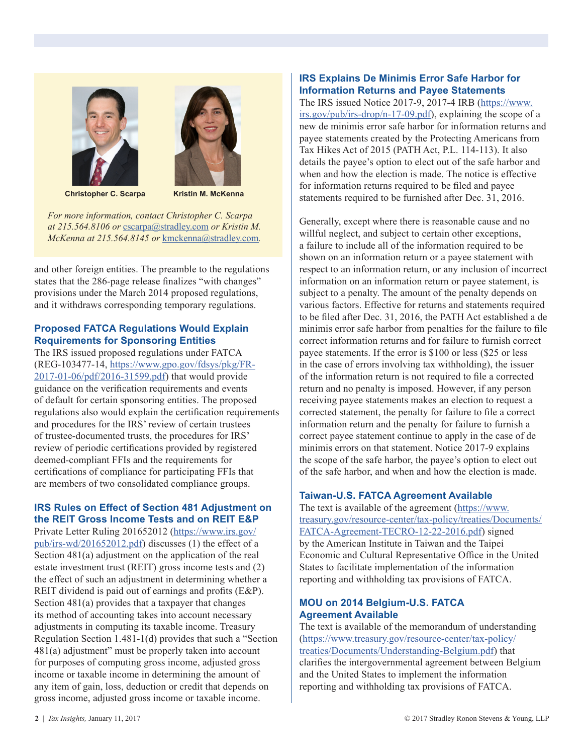Christopher C. Scarpa

Kristin M. McKenna

*For more information, contact Christopher C. Scarpa at 215.564.8106 or cscarpa@stradley.com or Kristin M. McKenna at 215.564.8145 or kmckenna@stradley.com.*

and other foreign entities. The preamble to the regulations states that the 286-page release finalizes "with changes" provisions under the March 2014 proposed regulations, and it withdraws corresponding temporary regulations.

## Proposed FATCA Regulations Would Explain Requirements for Sponsoring Entities

The IRS issued proposed regulations under FATCA (REG-103477-14, https://www.gpo.gov/fdsys/pkg/FR-2017-01-06/pdf/2016-31599.pdf) that would provide guidance on the verification requirements and events of default for certain sponsoring entities. The proposed regulations also would explain the certification requirements and procedures for the IRS' review of certain trustees of trustee-documented trusts, the procedures for IRS' review of periodic certifications provided by registered deemed-compliant FFIs and the requirements for certifications of compliance for participating FFIs that are members of two consolidated compliance groups.

## IRS Rules on Effect of Section 481 Adjustment on the REIT Gross Income Tests and on REIT E&P

Private Letter Ruling 201652012 (https://www.irs.gov/pub/irs-wd/201652012.pdf) discusses (1) the effect of a Section 481(a) adjustment on the application of the real estate investment trust (REIT) gross income tests and (2) the effect of such an adjustment in determining whether a REIT dividend is paid out of earnings and profits (E&P). Section 481(a) provides that a taxpayer that changes its method of accounting takes into account necessary adjustments in computing its taxable income. Treasury Regulation Section 1.481-1(d) provides that such a "Section 481(a) adjustment" must be properly taken into account for purposes of computing gross income, adjusted gross income or taxable income in determining the amount of any item of gain, loss, deduction or credit that depends on gross income, adjusted gross income or taxable income.

## IRS Explains De Minimis Error Safe Harbor for Information Returns and Payee Statements

The IRS issued Notice 2017-9, 2017-4 IRB (https://www.irs.gov/pub/irs-drop/n-17-09.pdf), explaining the scope of a new de minimis error safe harbor for information returns and payee statements created by the Protecting Americans from Tax Hikes Act of 2015 (PATH Act, P.L. 114-113). It also details the payee's option to elect out of the safe harbor and when and how the election is made. The notice is effective for information returns required to be filed and payee statements required to be furnished after Dec. 31, 2016.

Generally, except where there is reasonable cause and no willful neglect, and subject to certain other exceptions, a failure to include all of the information required to be shown on an information return or a payee statement with respect to an information return, or any inclusion of incorrect information on an information return or payee statement, is subject to a penalty. The amount of the penalty depends on various factors. Effective for returns and statements required to be filed after Dec. 31, 2016, the PATH Act established a de minimis error safe harbor from penalties for the failure to file correct information returns and for failure to furnish correct payee statements. If the error is $100 or less ($25 or less in the case of errors involving tax withholding), the issuer of the information return is not required to file a corrected return and no penalty is imposed. However, if any person receiving payee statements makes an election to request a corrected statement, the penalty for failure to file a correct information return and the penalty for failure to furnish a correct payee statement continue to apply in the case of de minimis errors on that statement. Notice 2017-9 explains the scope of the safe harbor, the payee's option to elect out of the safe harbor, and when and how the election is made.

## Taiwan-U.S. FATCA Agreement Available

The text is available of the agreement (https://www.treasury.gov/resource-center/tax-policy/treaties/Documents/FATCA-Agreement-TECRO-12-22-2016.pdf) signed by the American Institute in Taiwan and the Taipei Economic and Cultural Representative Office in the United States to facilitate implementation of the information reporting and withholding tax provisions of FATCA.

## MOU on 2014 Belgium-U.S. FATCA Agreement Available

The text is available of the memorandum of understanding (https://www.treasury.gov/resource-center/tax-policy/treaties/Documents/Understanding-Belgium.pdf) that clarifies the intergovernmental agreement between Belgium and the United States to implement the information reporting and withholding tax provisions of FATCA.